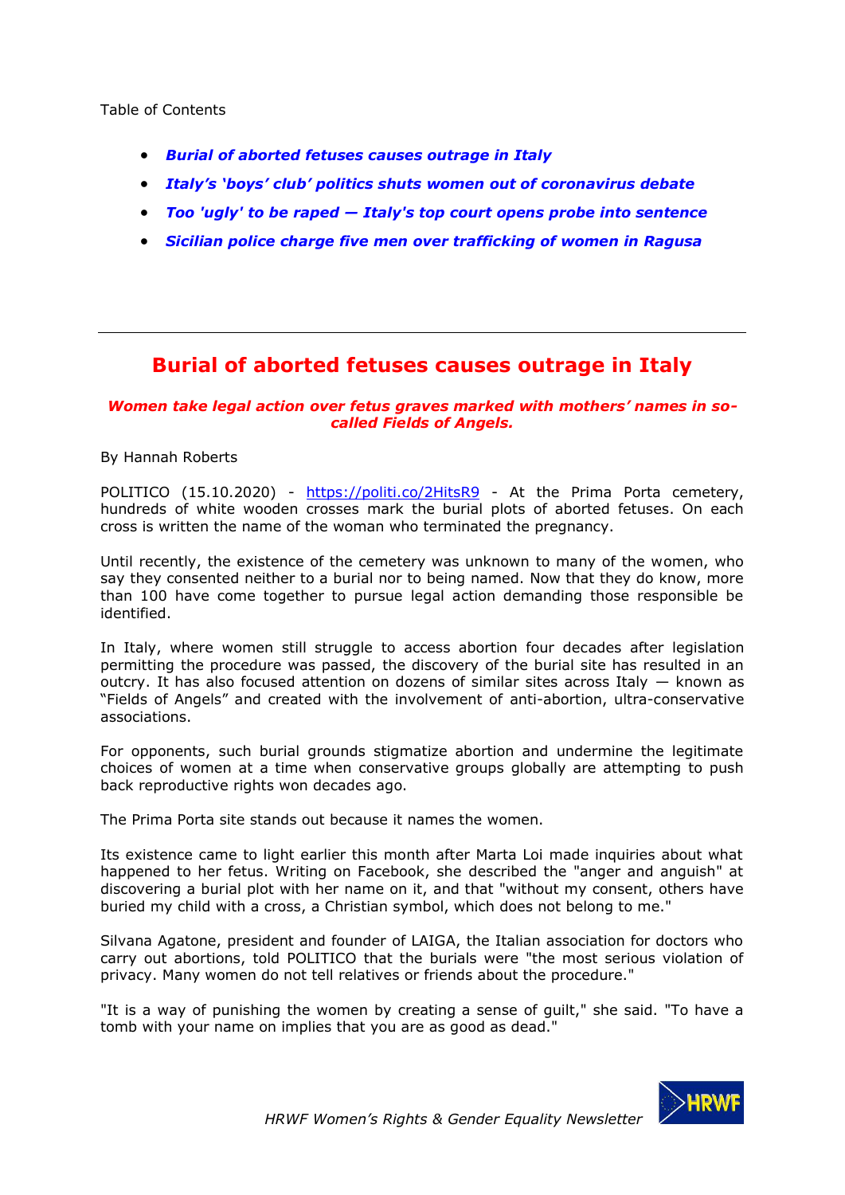Table of Contents

- ***Burial of aborted fetuses causes outrage in Italy***
- ***Italy's 'boys' club' politics shuts women out of coronavirus debate***
- ***Too 'ugly' to be raped — Italy's top court opens probe into sentence***
- ***Sicilian police charge five men over trafficking of women in Ragusa***

---

# Burial of aborted fetuses causes outrage in Italy

***Women take legal action over fetus graves marked with mothers' names in so-called Fields of Angels.***

By Hannah Roberts

POLITICO (15.10.2020) - https://politi.co/2HitsR9 - At the Prima Porta cemetery, hundreds of white wooden crosses mark the burial plots of aborted fetuses. On each cross is written the name of the woman who terminated the pregnancy.

Until recently, the existence of the cemetery was unknown to many of the women, who say they consented neither to a burial nor to being named. Now that they do know, more than 100 have come together to pursue legal action demanding those responsible be identified.

In Italy, where women still struggle to access abortion four decades after legislation permitting the procedure was passed, the discovery of the burial site has resulted in an outcry. It has also focused attention on dozens of similar sites across Italy — known as "Fields of Angels" and created with the involvement of anti-abortion, ultra-conservative associations.

For opponents, such burial grounds stigmatize abortion and undermine the legitimate choices of women at a time when conservative groups globally are attempting to push back reproductive rights won decades ago.

The Prima Porta site stands out because it names the women.

Its existence came to light earlier this month after Marta Loi made inquiries about what happened to her fetus. Writing on Facebook, she described the "anger and anguish" at discovering a burial plot with her name on it, and that "without my consent, others have buried my child with a cross, a Christian symbol, which does not belong to me."

Silvana Agatone, president and founder of LAIGA, the Italian association for doctors who carry out abortions, told POLITICO that the burials were "the most serious violation of privacy. Many women do not tell relatives or friends about the procedure."

"It is a way of punishing the women by creating a sense of guilt," she said. "To have a tomb with your name on implies that you are as good as dead."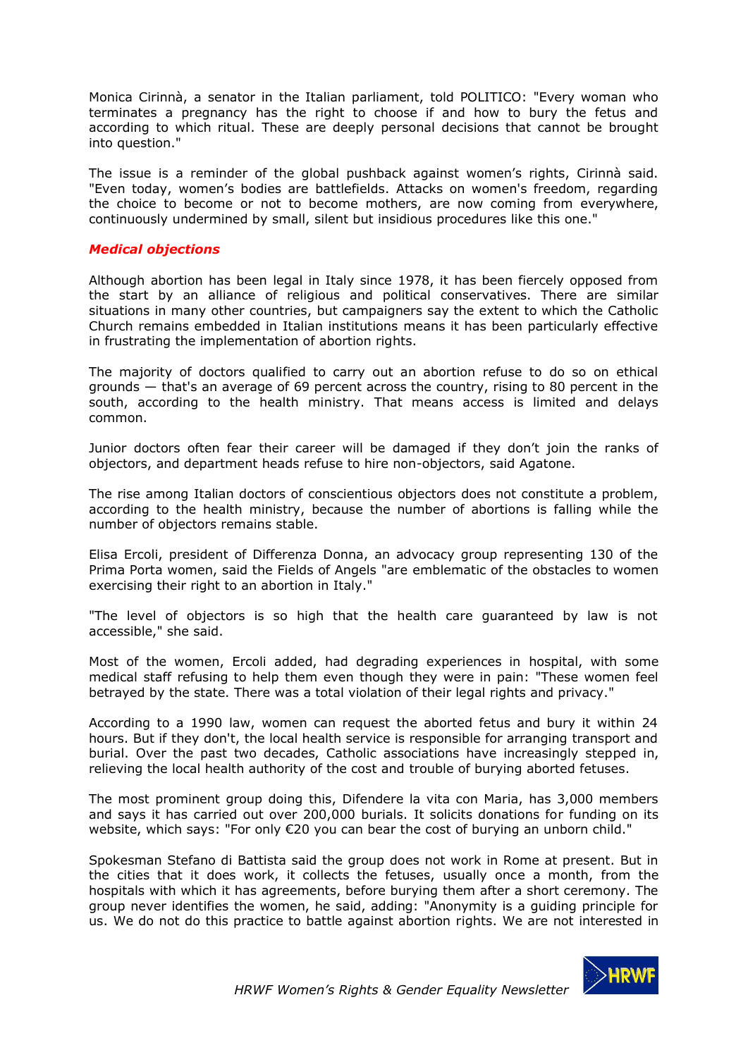Monica Cirinnà, a senator in the Italian parliament, told POLITICO: "Every woman who terminates a pregnancy has the right to choose if and how to bury the fetus and according to which ritual. These are deeply personal decisions that cannot be brought into question."

The issue is a reminder of the global pushback against women's rights, Cirinnà said. "Even today, women's bodies are battlefields. Attacks on women's freedom, regarding the choice to become or not to become mothers, are now coming from everywhere, continuously undermined by small, silent but insidious procedures like this one."

### *Medical objections*

Although abortion has been legal in Italy since 1978, it has been fiercely opposed from the start by an alliance of religious and political conservatives. There are similar situations in many other countries, but campaigners say the extent to which the Catholic Church remains embedded in Italian institutions means it has been particularly effective in frustrating the implementation of abortion rights.

The majority of doctors qualified to carry out an abortion refuse to do so on ethical grounds — that's an average of 69 percent across the country, rising to 80 percent in the south, according to the health ministry. That means access is limited and delays common.

Junior doctors often fear their career will be damaged if they don't join the ranks of objectors, and department heads refuse to hire non-objectors, said Agatone.

The rise among Italian doctors of conscientious objectors does not constitute a problem, according to the health ministry, because the number of abortions is falling while the number of objectors remains stable.

Elisa Ercoli, president of Differenza Donna, an advocacy group representing 130 of the Prima Porta women, said the Fields of Angels "are emblematic of the obstacles to women exercising their right to an abortion in Italy."

"The level of objectors is so high that the health care guaranteed by law is not accessible," she said.

Most of the women, Ercoli added, had degrading experiences in hospital, with some medical staff refusing to help them even though they were in pain: "These women feel betrayed by the state. There was a total violation of their legal rights and privacy."

According to a 1990 law, women can request the aborted fetus and bury it within 24 hours. But if they don't, the local health service is responsible for arranging transport and burial. Over the past two decades, Catholic associations have increasingly stepped in, relieving the local health authority of the cost and trouble of burying aborted fetuses.

The most prominent group doing this, Difendere la vita con Maria, has 3,000 members and says it has carried out over 200,000 burials. It solicits donations for funding on its website, which says: "For only €20 you can bear the cost of burying an unborn child."

Spokesman Stefano di Battista said the group does not work in Rome at present. But in the cities that it does work, it collects the fetuses, usually once a month, from the hospitals with which it has agreements, before burying them after a short ceremony. The group never identifies the women, he said, adding: "Anonymity is a guiding principle for us. We do not do this practice to battle against abortion rights. We are not interested in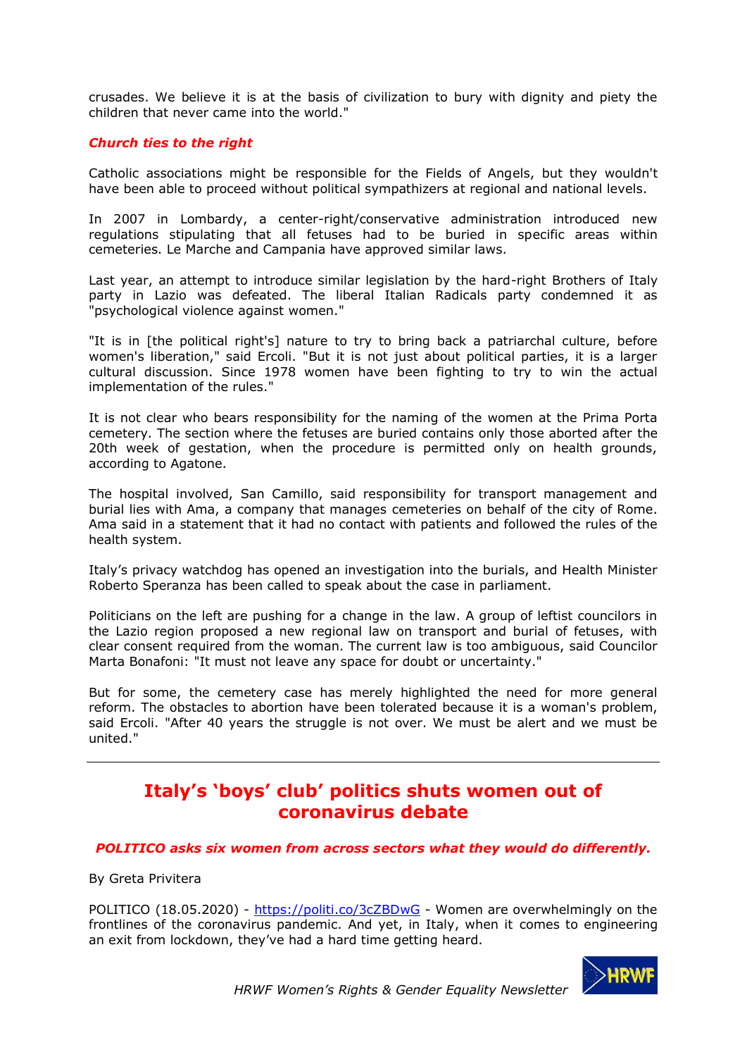crusades. We believe it is at the basis of civilization to bury with dignity and piety the children that never came into the world."

***Church ties to the right***

Catholic associations might be responsible for the Fields of Angels, but they wouldn't have been able to proceed without political sympathizers at regional and national levels.

In 2007 in Lombardy, a center-right/conservative administration introduced new regulations stipulating that all fetuses had to be buried in specific areas within cemeteries. Le Marche and Campania have approved similar laws.

Last year, an attempt to introduce similar legislation by the hard-right Brothers of Italy party in Lazio was defeated. The liberal Italian Radicals party condemned it as "psychological violence against women."

"It is in [the political right's] nature to try to bring back a patriarchal culture, before women's liberation," said Ercoli. "But it is not just about political parties, it is a larger cultural discussion. Since 1978 women have been fighting to try to win the actual implementation of the rules."

It is not clear who bears responsibility for the naming of the women at the Prima Porta cemetery. The section where the fetuses are buried contains only those aborted after the 20th week of gestation, when the procedure is permitted only on health grounds, according to Agatone.

The hospital involved, San Camillo, said responsibility for transport management and burial lies with Ama, a company that manages cemeteries on behalf of the city of Rome. Ama said in a statement that it had no contact with patients and followed the rules of the health system.

Italy's privacy watchdog has opened an investigation into the burials, and Health Minister Roberto Speranza has been called to speak about the case in parliament.

Politicians on the left are pushing for a change in the law. A group of leftist councilors in the Lazio region proposed a new regional law on transport and burial of fetuses, with clear consent required from the woman. The current law is too ambiguous, said Councilor Marta Bonafoni: "It must not leave any space for doubt or uncertainty."

But for some, the cemetery case has merely highlighted the need for more general reform. The obstacles to abortion have been tolerated because it is a woman's problem, said Ercoli. "After 40 years the struggle is not over. We must be alert and we must be united."

---

## Italy's 'boys' club' politics shuts women out of coronavirus debate

***POLITICO asks six women from across sectors what they would do differently.***

By Greta Privitera

POLITICO (18.05.2020) - https://politi.co/3cZBDwG - Women are overwhelmingly on the frontlines of the coronavirus pandemic. And yet, in Italy, when it comes to engineering an exit from lockdown, they've had a hard time getting heard.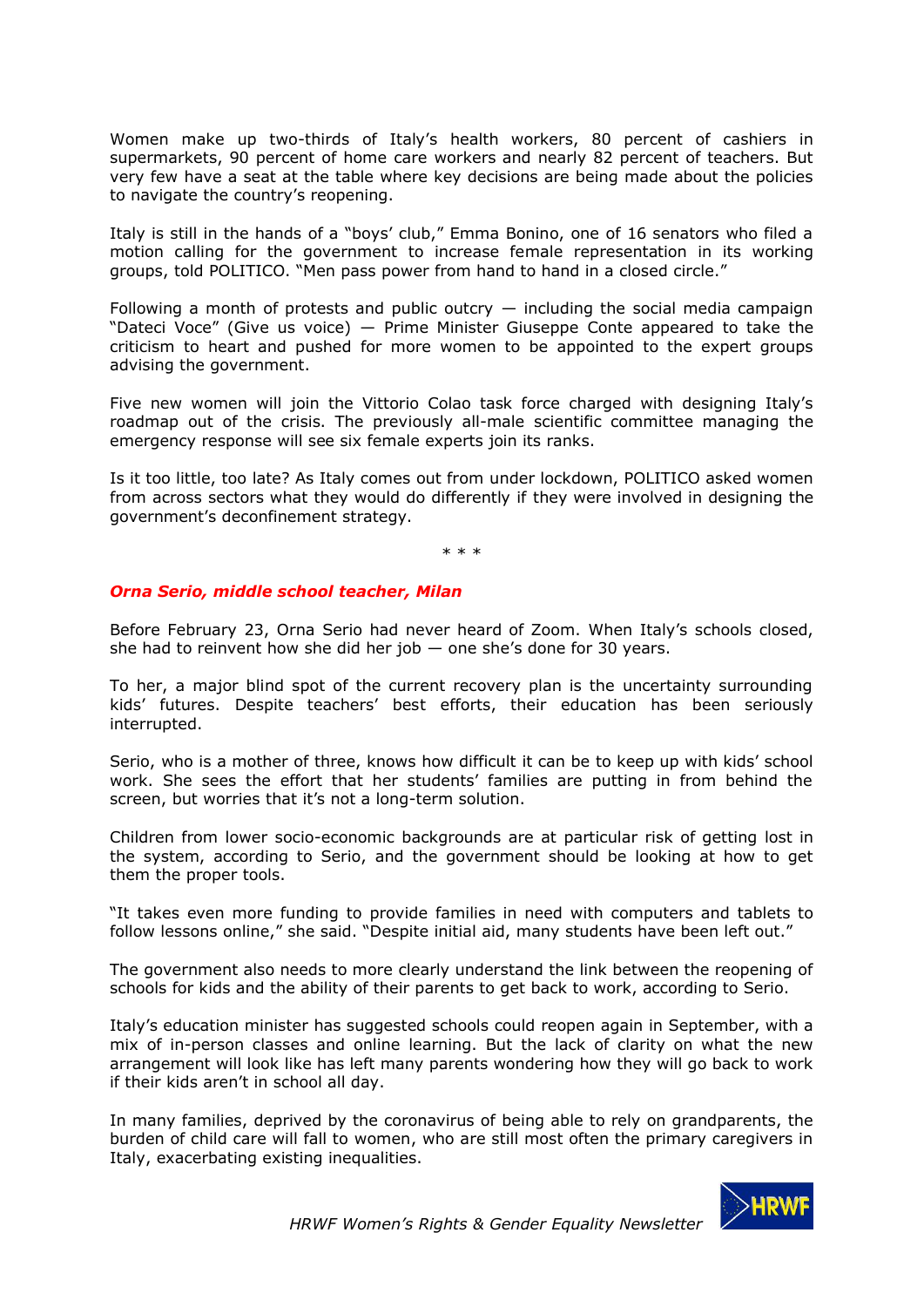Women make up two-thirds of Italy's health workers, 80 percent of cashiers in supermarkets, 90 percent of home care workers and nearly 82 percent of teachers. But very few have a seat at the table where key decisions are being made about the policies to navigate the country's reopening.

Italy is still in the hands of a "boys' club," Emma Bonino, one of 16 senators who filed a motion calling for the government to increase female representation in its working groups, told POLITICO. "Men pass power from hand to hand in a closed circle."

Following a month of protests and public outcry — including the social media campaign "Dateci Voce" (Give us voice) — Prime Minister Giuseppe Conte appeared to take the criticism to heart and pushed for more women to be appointed to the expert groups advising the government.

Five new women will join the Vittorio Colao task force charged with designing Italy's roadmap out of the crisis. The previously all-male scientific committee managing the emergency response will see six female experts join its ranks.

Is it too little, too late? As Italy comes out from under lockdown, POLITICO asked women from across sectors what they would do differently if they were involved in designing the government's deconfinement strategy.

\* \* \*

***Orna Serio, middle school teacher, Milan***

Before February 23, Orna Serio had never heard of Zoom. When Italy's schools closed, she had to reinvent how she did her job — one she's done for 30 years.

To her, a major blind spot of the current recovery plan is the uncertainty surrounding kids' futures. Despite teachers' best efforts, their education has been seriously interrupted.

Serio, who is a mother of three, knows how difficult it can be to keep up with kids' school work. She sees the effort that her students' families are putting in from behind the screen, but worries that it's not a long-term solution.

Children from lower socio-economic backgrounds are at particular risk of getting lost in the system, according to Serio, and the government should be looking at how to get them the proper tools.

"It takes even more funding to provide families in need with computers and tablets to follow lessons online," she said. "Despite initial aid, many students have been left out."

The government also needs to more clearly understand the link between the reopening of schools for kids and the ability of their parents to get back to work, according to Serio.

Italy's education minister has suggested schools could reopen again in September, with a mix of in-person classes and online learning. But the lack of clarity on what the new arrangement will look like has left many parents wondering how they will go back to work if their kids aren't in school all day.

In many families, deprived by the coronavirus of being able to rely on grandparents, the burden of child care will fall to women, who are still most often the primary caregivers in Italy, exacerbating existing inequalities.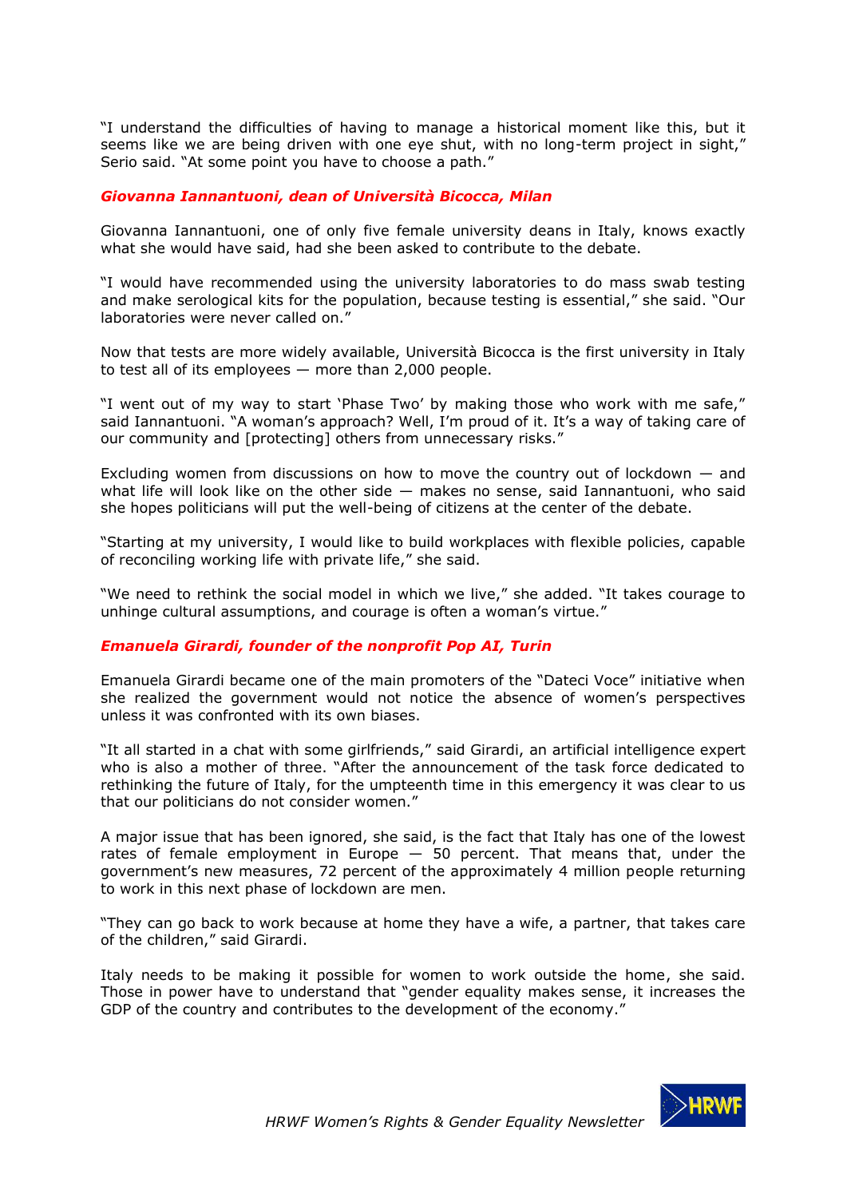"I understand the difficulties of having to manage a historical moment like this, but it seems like we are being driven with one eye shut, with no long-term project in sight," Serio said. "At some point you have to choose a path."

### *Giovanna Iannantuoni, dean of Università Bicocca, Milan*

Giovanna Iannantuoni, one of only five female university deans in Italy, knows exactly what she would have said, had she been asked to contribute to the debate.

"I would have recommended using the university laboratories to do mass swab testing and make serological kits for the population, because testing is essential," she said. "Our laboratories were never called on."

Now that tests are more widely available, Università Bicocca is the first university in Italy to test all of its employees — more than 2,000 people.

"I went out of my way to start 'Phase Two' by making those who work with me safe," said Iannantuoni. "A woman's approach? Well, I'm proud of it. It's a way of taking care of our community and [protecting] others from unnecessary risks."

Excluding women from discussions on how to move the country out of lockdown — and what life will look like on the other side — makes no sense, said Iannantuoni, who said she hopes politicians will put the well-being of citizens at the center of the debate.

"Starting at my university, I would like to build workplaces with flexible policies, capable of reconciling working life with private life," she said.

"We need to rethink the social model in which we live," she added. "It takes courage to unhinge cultural assumptions, and courage is often a woman's virtue."

### *Emanuela Girardi, founder of the nonprofit Pop AI, Turin*

Emanuela Girardi became one of the main promoters of the "Dateci Voce" initiative when she realized the government would not notice the absence of women's perspectives unless it was confronted with its own biases.

"It all started in a chat with some girlfriends," said Girardi, an artificial intelligence expert who is also a mother of three. "After the announcement of the task force dedicated to rethinking the future of Italy, for the umpteenth time in this emergency it was clear to us that our politicians do not consider women."

A major issue that has been ignored, she said, is the fact that Italy has one of the lowest rates of female employment in Europe — 50 percent. That means that, under the government's new measures, 72 percent of the approximately 4 million people returning to work in this next phase of lockdown are men.

"They can go back to work because at home they have a wife, a partner, that takes care of the children," said Girardi.

Italy needs to be making it possible for women to work outside the home, she said. Those in power have to understand that "gender equality makes sense, it increases the GDP of the country and contributes to the development of the economy."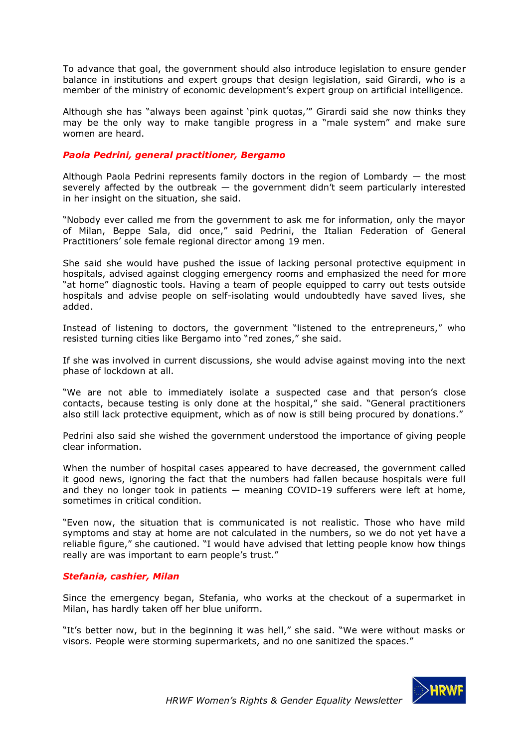To advance that goal, the government should also introduce legislation to ensure gender balance in institutions and expert groups that design legislation, said Girardi, who is a member of the ministry of economic development's expert group on artificial intelligence.

Although she has "always been against 'pink quotas,'" Girardi said she now thinks they may be the only way to make tangible progress in a "male system" and make sure women are heard.

***Paola Pedrini, general practitioner, Bergamo***

Although Paola Pedrini represents family doctors in the region of Lombardy — the most severely affected by the outbreak — the government didn't seem particularly interested in her insight on the situation, she said.

"Nobody ever called me from the government to ask me for information, only the mayor of Milan, Beppe Sala, did once," said Pedrini, the Italian Federation of General Practitioners' sole female regional director among 19 men.

She said she would have pushed the issue of lacking personal protective equipment in hospitals, advised against clogging emergency rooms and emphasized the need for more "at home" diagnostic tools. Having a team of people equipped to carry out tests outside hospitals and advise people on self-isolating would undoubtedly have saved lives, she added.

Instead of listening to doctors, the government "listened to the entrepreneurs," who resisted turning cities like Bergamo into "red zones," she said.

If she was involved in current discussions, she would advise against moving into the next phase of lockdown at all.

"We are not able to immediately isolate a suspected case and that person's close contacts, because testing is only done at the hospital," she said. "General practitioners also still lack protective equipment, which as of now is still being procured by donations."

Pedrini also said she wished the government understood the importance of giving people clear information.

When the number of hospital cases appeared to have decreased, the government called it good news, ignoring the fact that the numbers had fallen because hospitals were full and they no longer took in patients — meaning COVID-19 sufferers were left at home, sometimes in critical condition.

"Even now, the situation that is communicated is not realistic. Those who have mild symptoms and stay at home are not calculated in the numbers, so we do not yet have a reliable figure," she cautioned. "I would have advised that letting people know how things really are was important to earn people's trust."

***Stefania, cashier, Milan***

Since the emergency began, Stefania, who works at the checkout of a supermarket in Milan, has hardly taken off her blue uniform.

"It's better now, but in the beginning it was hell," she said. "We were without masks or visors. People were storming supermarkets, and no one sanitized the spaces."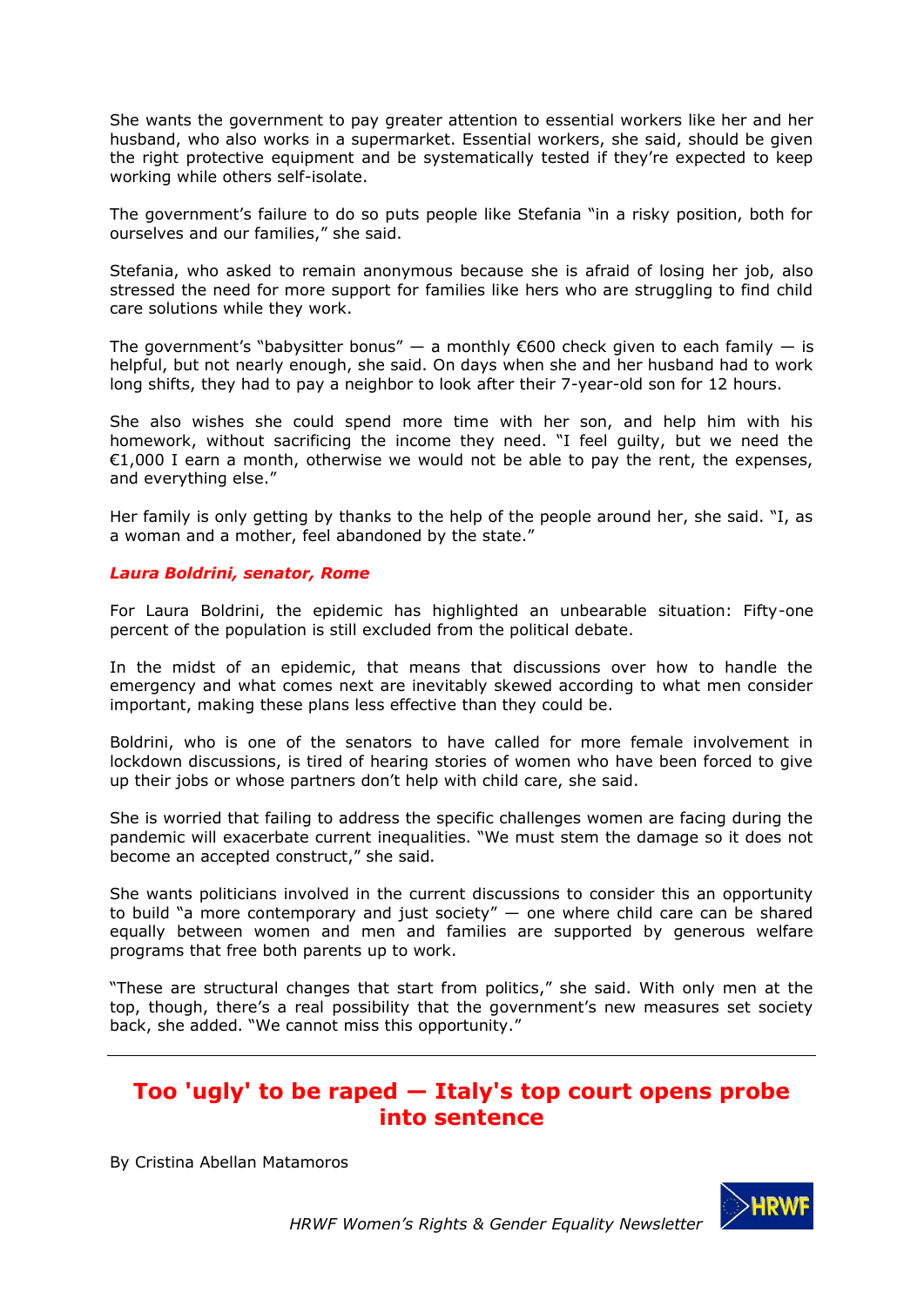She wants the government to pay greater attention to essential workers like her and her husband, who also works in a supermarket. Essential workers, she said, should be given the right protective equipment and be systematically tested if they're expected to keep working while others self-isolate.

The government's failure to do so puts people like Stefania "in a risky position, both for ourselves and our families," she said.

Stefania, who asked to remain anonymous because she is afraid of losing her job, also stressed the need for more support for families like hers who are struggling to find child care solutions while they work.

The government's "babysitter bonus" — a monthly €600 check given to each family — is helpful, but not nearly enough, she said. On days when she and her husband had to work long shifts, they had to pay a neighbor to look after their 7-year-old son for 12 hours.

She also wishes she could spend more time with her son, and help him with his homework, without sacrificing the income they need. "I feel guilty, but we need the €1,000 I earn a month, otherwise we would not be able to pay the rent, the expenses, and everything else."

Her family is only getting by thanks to the help of the people around her, she said. "I, as a woman and a mother, feel abandoned by the state."

***Laura Boldrini, senator, Rome***

For Laura Boldrini, the epidemic has highlighted an unbearable situation: Fifty-one percent of the population is still excluded from the political debate.

In the midst of an epidemic, that means that discussions over how to handle the emergency and what comes next are inevitably skewed according to what men consider important, making these plans less effective than they could be.

Boldrini, who is one of the senators to have called for more female involvement in lockdown discussions, is tired of hearing stories of women who have been forced to give up their jobs or whose partners don't help with child care, she said.

She is worried that failing to address the specific challenges women are facing during the pandemic will exacerbate current inequalities. "We must stem the damage so it does not become an accepted construct," she said.

She wants politicians involved in the current discussions to consider this an opportunity to build "a more contemporary and just society" — one where child care can be shared equally between women and men and families are supported by generous welfare programs that free both parents up to work.

"These are structural changes that start from politics," she said. With only men at the top, though, there's a real possibility that the government's new measures set society back, she added. "We cannot miss this opportunity."

---

## Too 'ugly' to be raped — Italy's top court opens probe into sentence

By Cristina Abellan Matamoros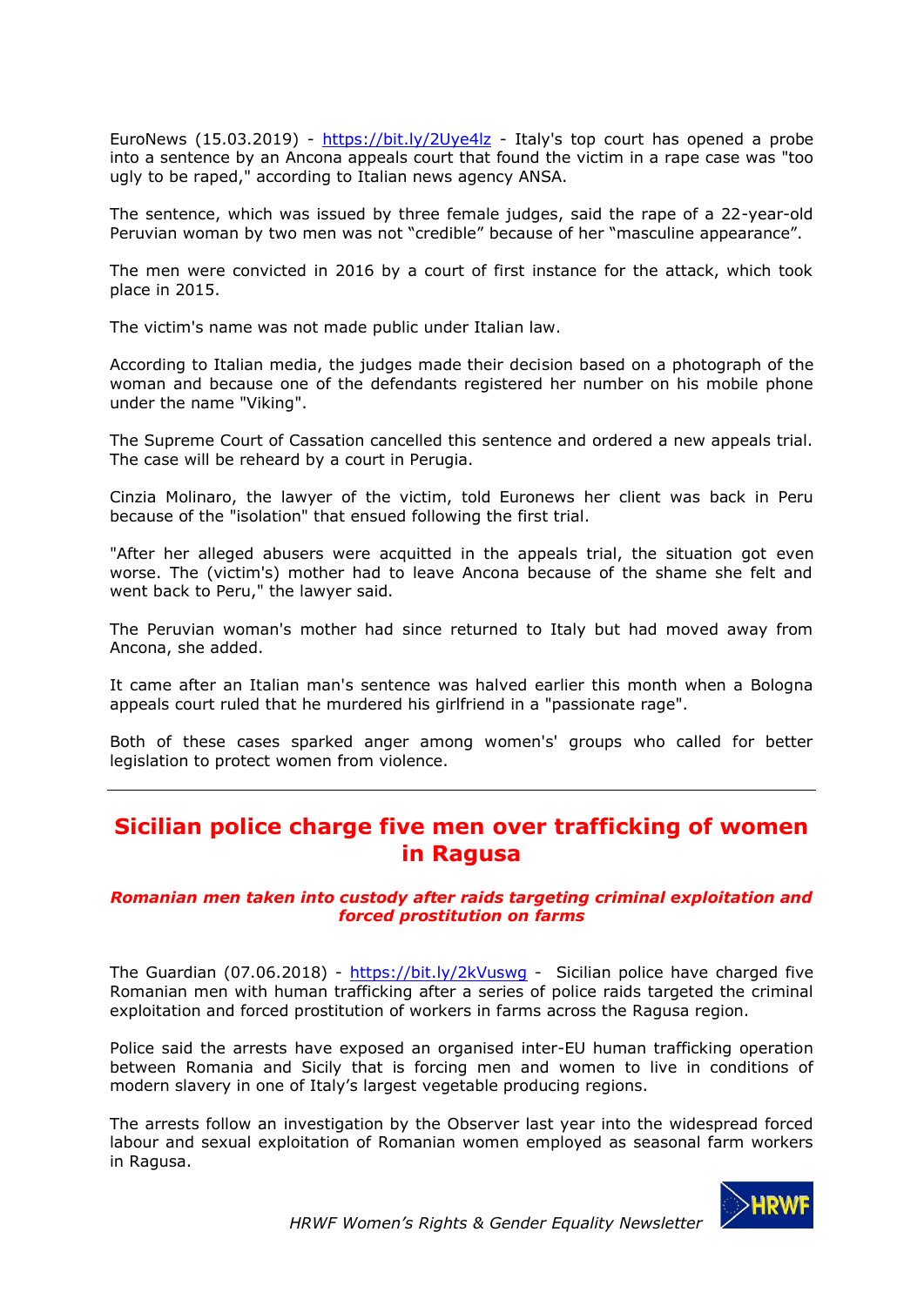EuroNews (15.03.2019) - https://bit.ly/2Uye4lz - Italy's top court has opened a probe into a sentence by an Ancona appeals court that found the victim in a rape case was "too ugly to be raped," according to Italian news agency ANSA.

The sentence, which was issued by three female judges, said the rape of a 22-year-old Peruvian woman by two men was not "credible" because of her "masculine appearance".

The men were convicted in 2016 by a court of first instance for the attack, which took place in 2015.

The victim's name was not made public under Italian law.

According to Italian media, the judges made their decision based on a photograph of the woman and because one of the defendants registered her number on his mobile phone under the name "Viking".

The Supreme Court of Cassation cancelled this sentence and ordered a new appeals trial. The case will be reheard by a court in Perugia.

Cinzia Molinaro, the lawyer of the victim, told Euronews her client was back in Peru because of the "isolation" that ensued following the first trial.

"After her alleged abusers were acquitted in the appeals trial, the situation got even worse. The (victim's) mother had to leave Ancona because of the shame she felt and went back to Peru," the lawyer said.

The Peruvian woman's mother had since returned to Italy but had moved away from Ancona, she added.

It came after an Italian man's sentence was halved earlier this month when a Bologna appeals court ruled that he murdered his girlfriend in a "passionate rage".

Both of these cases sparked anger among women's' groups who called for better legislation to protect women from violence.

---

## Sicilian police charge five men over trafficking of women in Ragusa

***Romanian men taken into custody after raids targeting criminal exploitation and forced prostitution on farms***

The Guardian (07.06.2018) - https://bit.ly/2kVuswg - Sicilian police have charged five Romanian men with human trafficking after a series of police raids targeted the criminal exploitation and forced prostitution of workers in farms across the Ragusa region.

Police said the arrests have exposed an organised inter-EU human trafficking operation between Romania and Sicily that is forcing men and women to live in conditions of modern slavery in one of Italy's largest vegetable producing regions.

The arrests follow an investigation by the Observer last year into the widespread forced labour and sexual exploitation of Romanian women employed as seasonal farm workers in Ragusa.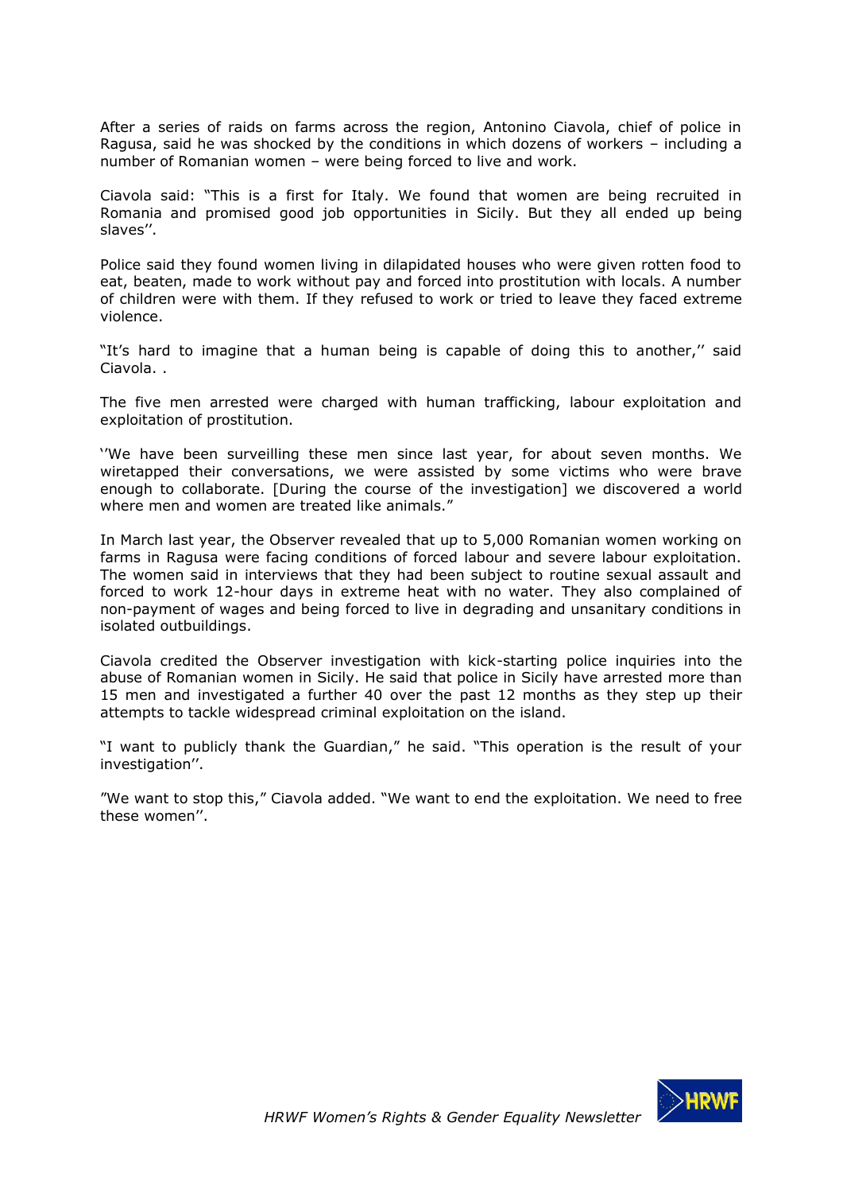After a series of raids on farms across the region, Antonino Ciavola, chief of police in Ragusa, said he was shocked by the conditions in which dozens of workers – including a number of Romanian women – were being forced to live and work.

Ciavola said: "This is a first for Italy. We found that women are being recruited in Romania and promised good job opportunities in Sicily. But they all ended up being slaves''.

Police said they found women living in dilapidated houses who were given rotten food to eat, beaten, made to work without pay and forced into prostitution with locals. A number of children were with them. If they refused to work or tried to leave they faced extreme violence.

"It's hard to imagine that a human being is capable of doing this to another,'' said Ciavola. .

The five men arrested were charged with human trafficking, labour exploitation and exploitation of prostitution.

''We have been surveilling these men since last year, for about seven months. We wiretapped their conversations, we were assisted by some victims who were brave enough to collaborate. [During the course of the investigation] we discovered a world where men and women are treated like animals."

In March last year, the Observer revealed that up to 5,000 Romanian women working on farms in Ragusa were facing conditions of forced labour and severe labour exploitation. The women said in interviews that they had been subject to routine sexual assault and forced to work 12-hour days in extreme heat with no water. They also complained of non-payment of wages and being forced to live in degrading and unsanitary conditions in isolated outbuildings.

Ciavola credited the Observer investigation with kick-starting police inquiries into the abuse of Romanian women in Sicily. He said that police in Sicily have arrested more than 15 men and investigated a further 40 over the past 12 months as they step up their attempts to tackle widespread criminal exploitation on the island.

"I want to publicly thank the Guardian," he said. "This operation is the result of your investigation''.

"We want to stop this," Ciavola added. "We want to end the exploitation. We need to free these women''.